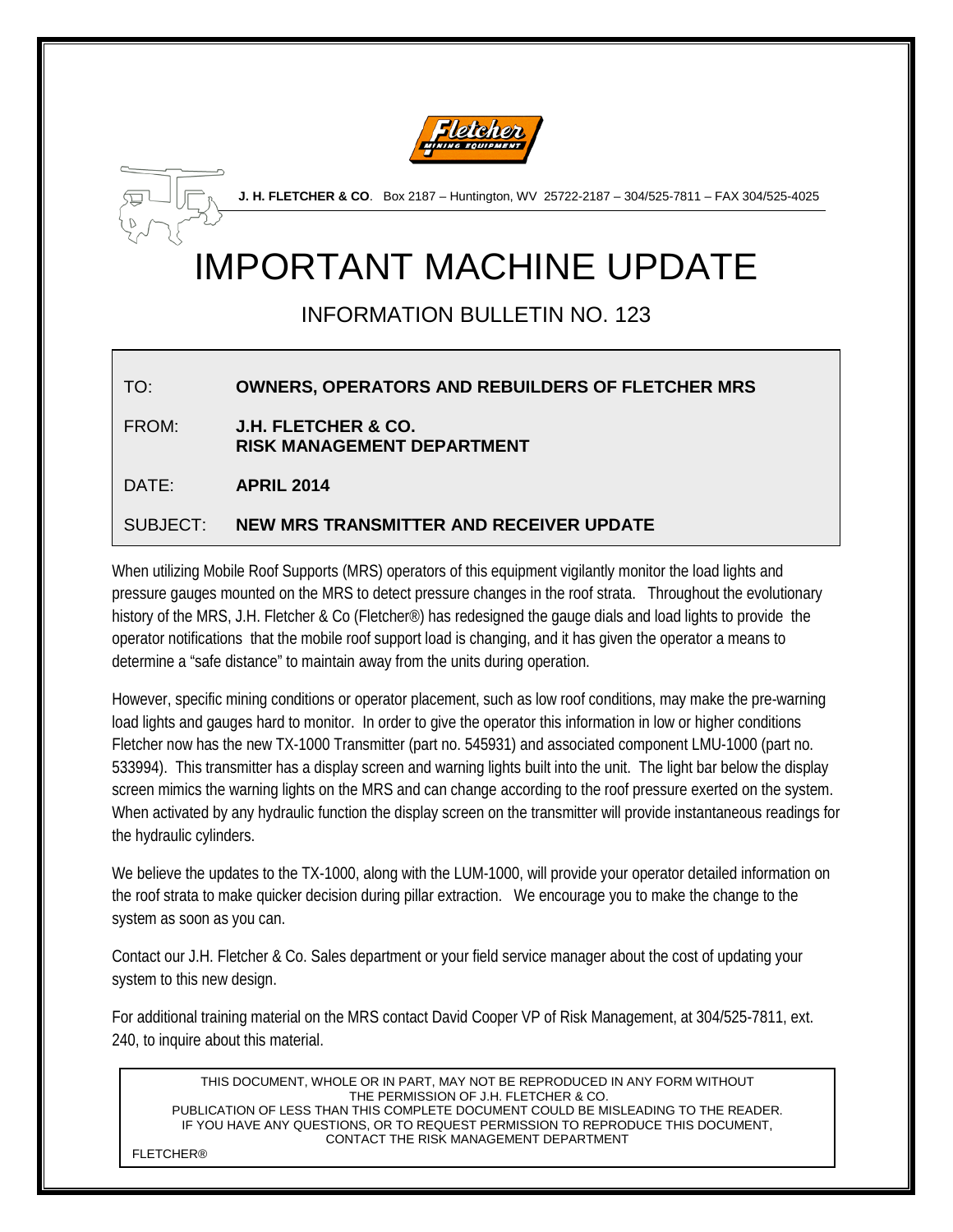**J. H. FLETCHER & CO**. Box 2187 – Huntington, WV 25722-2187 – 304/525-7811 – FAX 304/525-4025

# IMPORTANT MACHINE UPDATE

## INFORMATION BULLETIN NO. 123

| | |
|---|---|
| TO: | **OWNERS, OPERATORS AND REBUILDERS OF FLETCHER MRS** |
| FROM: | **J.H. FLETCHER & CO.**<br>**RISK MANAGEMENT DEPARTMENT** |
| DATE: | **APRIL 2014** |
| SUBJECT: | **NEW MRS TRANSMITTER AND RECEIVER UPDATE** |

When utilizing Mobile Roof Supports (MRS) operators of this equipment vigilantly monitor the load lights and pressure gauges mounted on the MRS to detect pressure changes in the roof strata. Throughout the evolutionary history of the MRS, J.H. Fletcher & Co (Fletcher®) has redesigned the gauge dials and load lights to provide the operator notifications that the mobile roof support load is changing, and it has given the operator a means to determine a "safe distance" to maintain away from the units during operation.

However, specific mining conditions or operator placement, such as low roof conditions, may make the pre-warning load lights and gauges hard to monitor. In order to give the operator this information in low or higher conditions Fletcher now has the new TX-1000 Transmitter (part no. 545931) and associated component LMU-1000 (part no. 533994). This transmitter has a display screen and warning lights built into the unit. The light bar below the display screen mimics the warning lights on the MRS and can change according to the roof pressure exerted on the system. When activated by any hydraulic function the display screen on the transmitter will provide instantaneous readings for the hydraulic cylinders.

We believe the updates to the TX-1000, along with the LUM-1000, will provide your operator detailed information on the roof strata to make quicker decision during pillar extraction. We encourage you to make the change to the system as soon as you can.

Contact our J.H. Fletcher & Co. Sales department or your field service manager about the cost of updating your system to this new design.

For additional training material on the MRS contact David Cooper VP of Risk Management, at 304/525-7811, ext. 240, to inquire about this material.

THIS DOCUMENT, WHOLE OR IN PART, MAY NOT BE REPRODUCED IN ANY FORM WITHOUT THE PERMISSION OF J.H. FLETCHER & CO.
PUBLICATION OF LESS THAN THIS COMPLETE DOCUMENT COULD BE MISLEADING TO THE READER.
IF YOU HAVE ANY QUESTIONS, OR TO REQUEST PERMISSION TO REPRODUCE THIS DOCUMENT, CONTACT THE RISK MANAGEMENT DEPARTMENT

FLETCHER®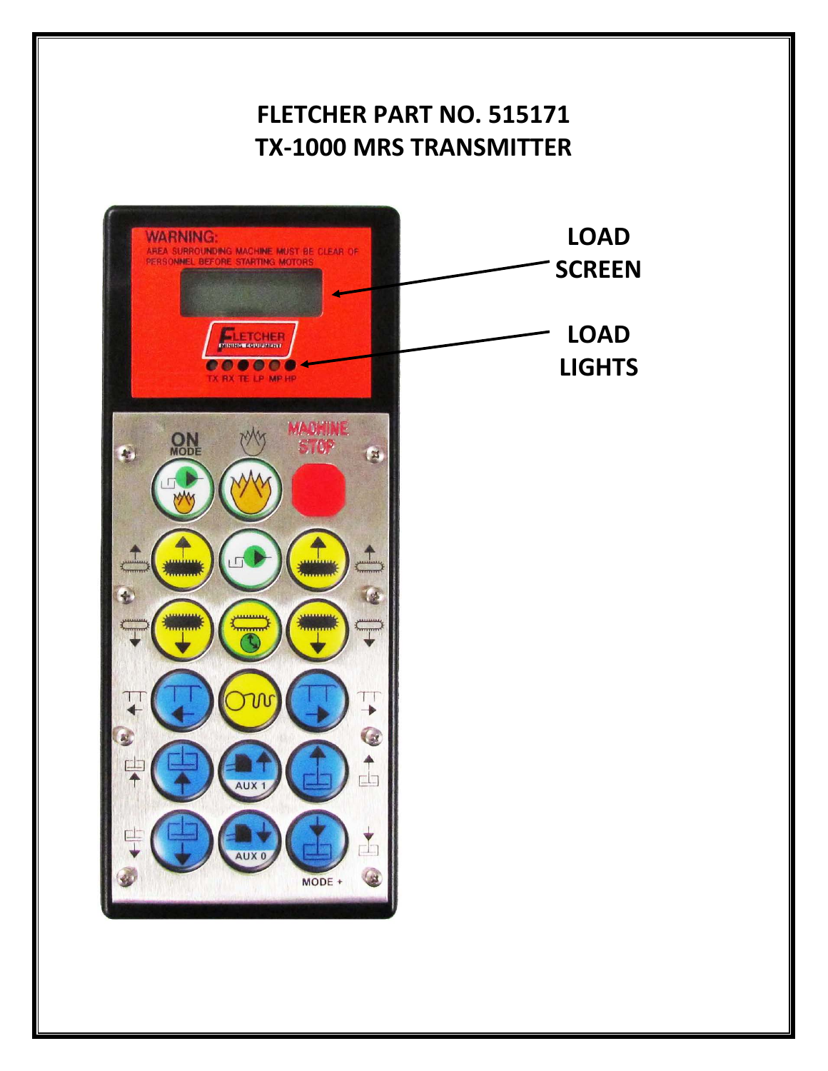# FLETCHER PART NO. 515171
# TX-1000 MRS TRANSMITTER

LOAD SCREEN

LOAD LIGHTS

WARNING:
AREA SURROUNDING MACHINE MUST BE CLEAR OF PERSONNEL BEFORE STARTING MOTORS

FLETCHER MINING EQUIPMENT

TX RX TE LP MP HP

ON MODE

MACHINE STOP

AUX 1

AUX 0

MODE +